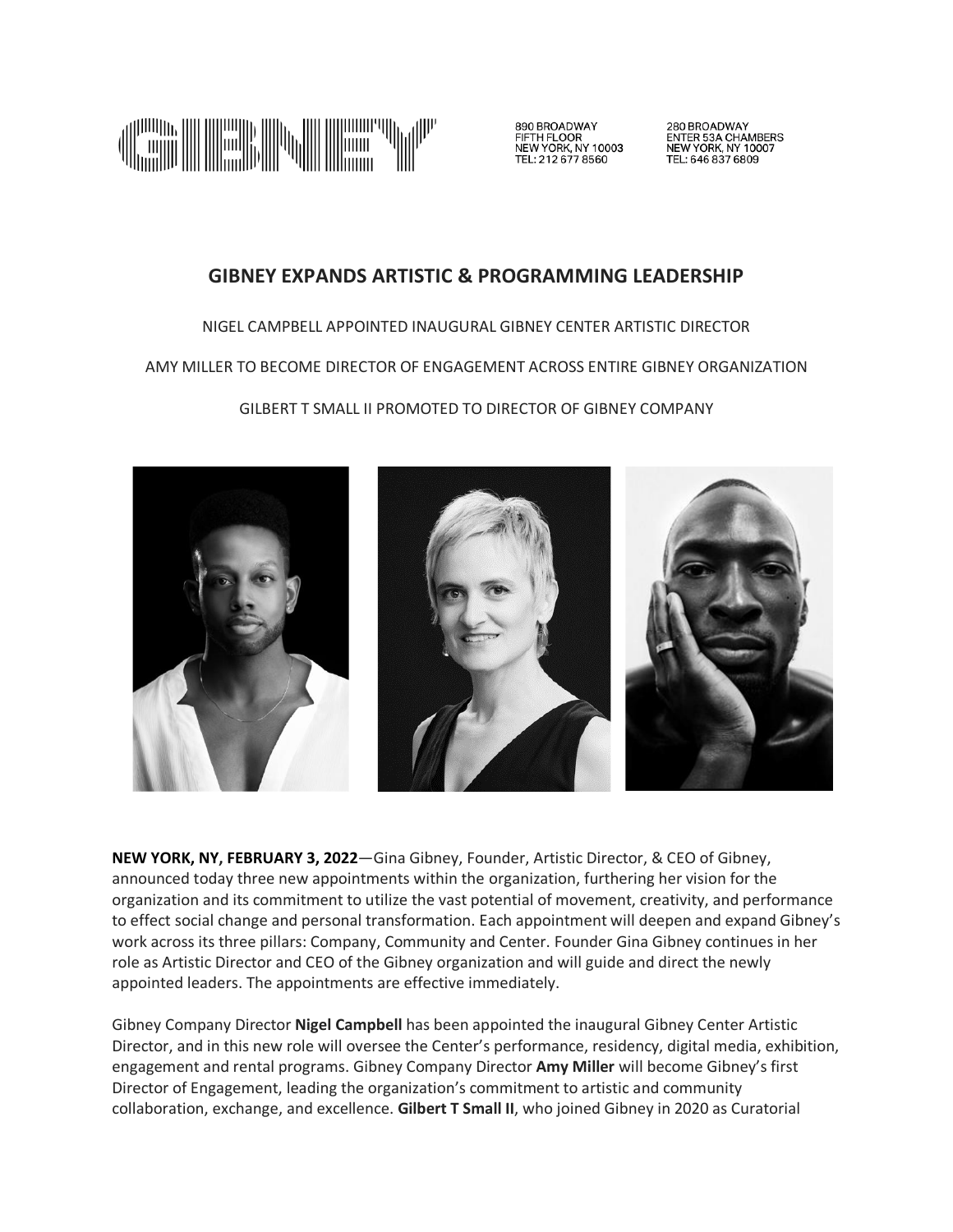GIBNEY

890 BROADWAY
FIFTH FLOOR
NEW YORK, NY 10003
TEL: 212 677 8560

280 BROADWAY
ENTER 53A CHAMBERS
NEW YORK, NY 10007
TEL: 646 837 6809

# GIBNEY EXPANDS ARTISTIC & PROGRAMMING LEADERSHIP

NIGEL CAMPBELL APPOINTED INAUGURAL GIBNEY CENTER ARTISTIC DIRECTOR

AMY MILLER TO BECOME DIRECTOR OF ENGAGEMENT ACROSS ENTIRE GIBNEY ORGANIZATION

GILBERT T SMALL II PROMOTED TO DIRECTOR OF GIBNEY COMPANY

**NEW YORK, NY, FEBRUARY 3, 2022**—Gina Gibney, Founder, Artistic Director, & CEO of Gibney, announced today three new appointments within the organization, furthering her vision for the organization and its commitment to utilize the vast potential of movement, creativity, and performance to effect social change and personal transformation. Each appointment will deepen and expand Gibney's work across its three pillars: Company, Community and Center. Founder Gina Gibney continues in her role as Artistic Director and CEO of the Gibney organization and will guide and direct the newly appointed leaders. The appointments are effective immediately.

Gibney Company Director **Nigel Campbell** has been appointed the inaugural Gibney Center Artistic Director, and in this new role will oversee the Center's performance, residency, digital media, exhibition, engagement and rental programs. Gibney Company Director **Amy Miller** will become Gibney's first Director of Engagement, leading the organization's commitment to artistic and community collaboration, exchange, and excellence. **Gilbert T Small II**, who joined Gibney in 2020 as Curatorial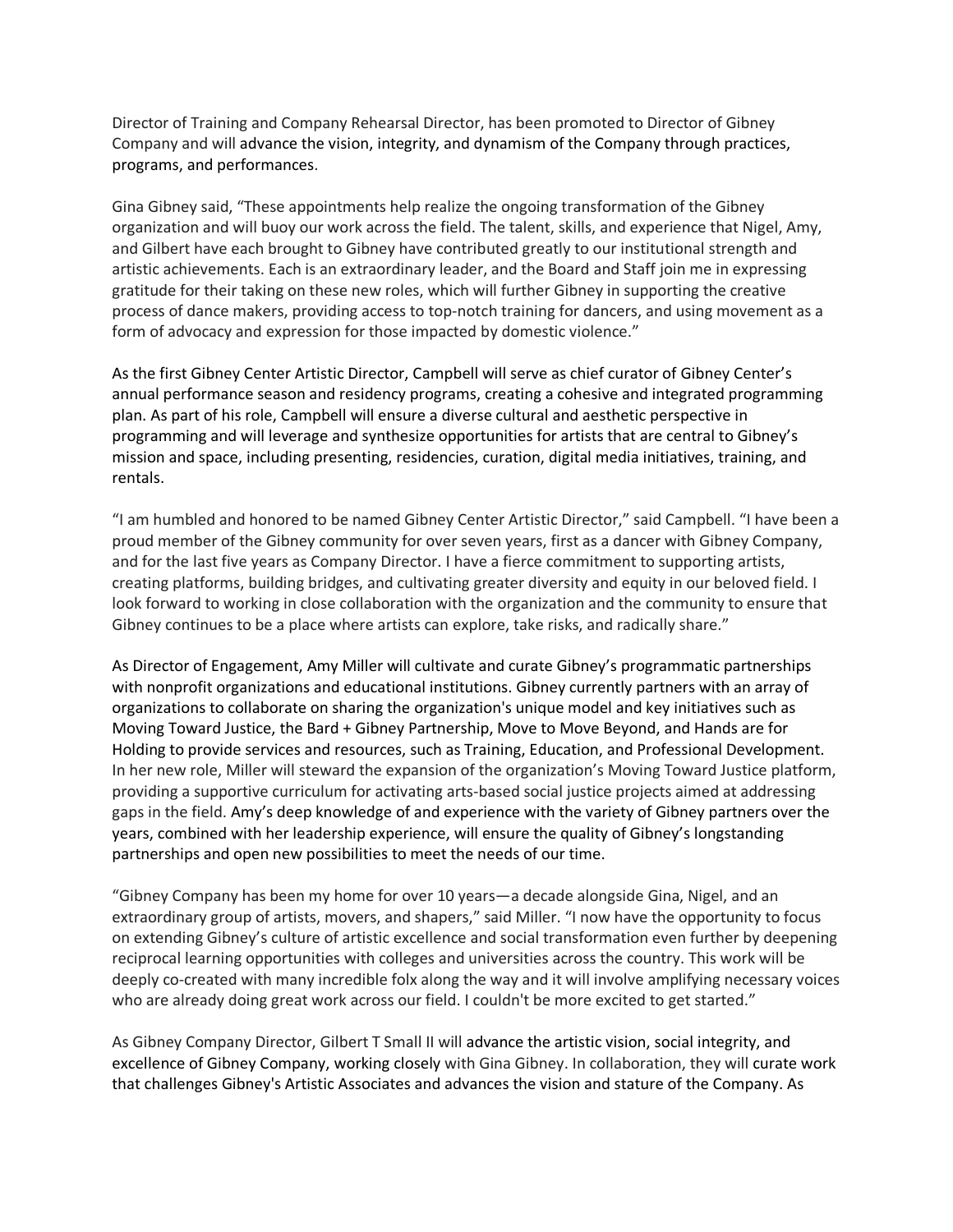Director of Training and Company Rehearsal Director, has been promoted to Director of Gibney Company and will advance the vision, integrity, and dynamism of the Company through practices, programs, and performances.

Gina Gibney said, "These appointments help realize the ongoing transformation of the Gibney organization and will buoy our work across the field. The talent, skills, and experience that Nigel, Amy, and Gilbert have each brought to Gibney have contributed greatly to our institutional strength and artistic achievements. Each is an extraordinary leader, and the Board and Staff join me in expressing gratitude for their taking on these new roles, which will further Gibney in supporting the creative process of dance makers, providing access to top-notch training for dancers, and using movement as a form of advocacy and expression for those impacted by domestic violence."

As the first Gibney Center Artistic Director, Campbell will serve as chief curator of Gibney Center's annual performance season and residency programs, creating a cohesive and integrated programming plan. As part of his role, Campbell will ensure a diverse cultural and aesthetic perspective in programming and will leverage and synthesize opportunities for artists that are central to Gibney's mission and space, including presenting, residencies, curation, digital media initiatives, training, and rentals.

"I am humbled and honored to be named Gibney Center Artistic Director," said Campbell. "I have been a proud member of the Gibney community for over seven years, first as a dancer with Gibney Company, and for the last five years as Company Director. I have a fierce commitment to supporting artists, creating platforms, building bridges, and cultivating greater diversity and equity in our beloved field. I look forward to working in close collaboration with the organization and the community to ensure that Gibney continues to be a place where artists can explore, take risks, and radically share."

As Director of Engagement, Amy Miller will cultivate and curate Gibney's programmatic partnerships with nonprofit organizations and educational institutions. Gibney currently partners with an array of organizations to collaborate on sharing the organization's unique model and key initiatives such as Moving Toward Justice, the Bard + Gibney Partnership, Move to Move Beyond, and Hands are for Holding to provide services and resources, such as Training, Education, and Professional Development. In her new role, Miller will steward the expansion of the organization's Moving Toward Justice platform, providing a supportive curriculum for activating arts-based social justice projects aimed at addressing gaps in the field. Amy's deep knowledge of and experience with the variety of Gibney partners over the years, combined with her leadership experience, will ensure the quality of Gibney's longstanding partnerships and open new possibilities to meet the needs of our time.

"Gibney Company has been my home for over 10 years—a decade alongside Gina, Nigel, and an extraordinary group of artists, movers, and shapers," said Miller. "I now have the opportunity to focus on extending Gibney's culture of artistic excellence and social transformation even further by deepening reciprocal learning opportunities with colleges and universities across the country. This work will be deeply co-created with many incredible folx along the way and it will involve amplifying necessary voices who are already doing great work across our field. I couldn't be more excited to get started."

As Gibney Company Director, Gilbert T Small II will advance the artistic vision, social integrity, and excellence of Gibney Company, working closely with Gina Gibney. In collaboration, they will curate work that challenges Gibney's Artistic Associates and advances the vision and stature of the Company. As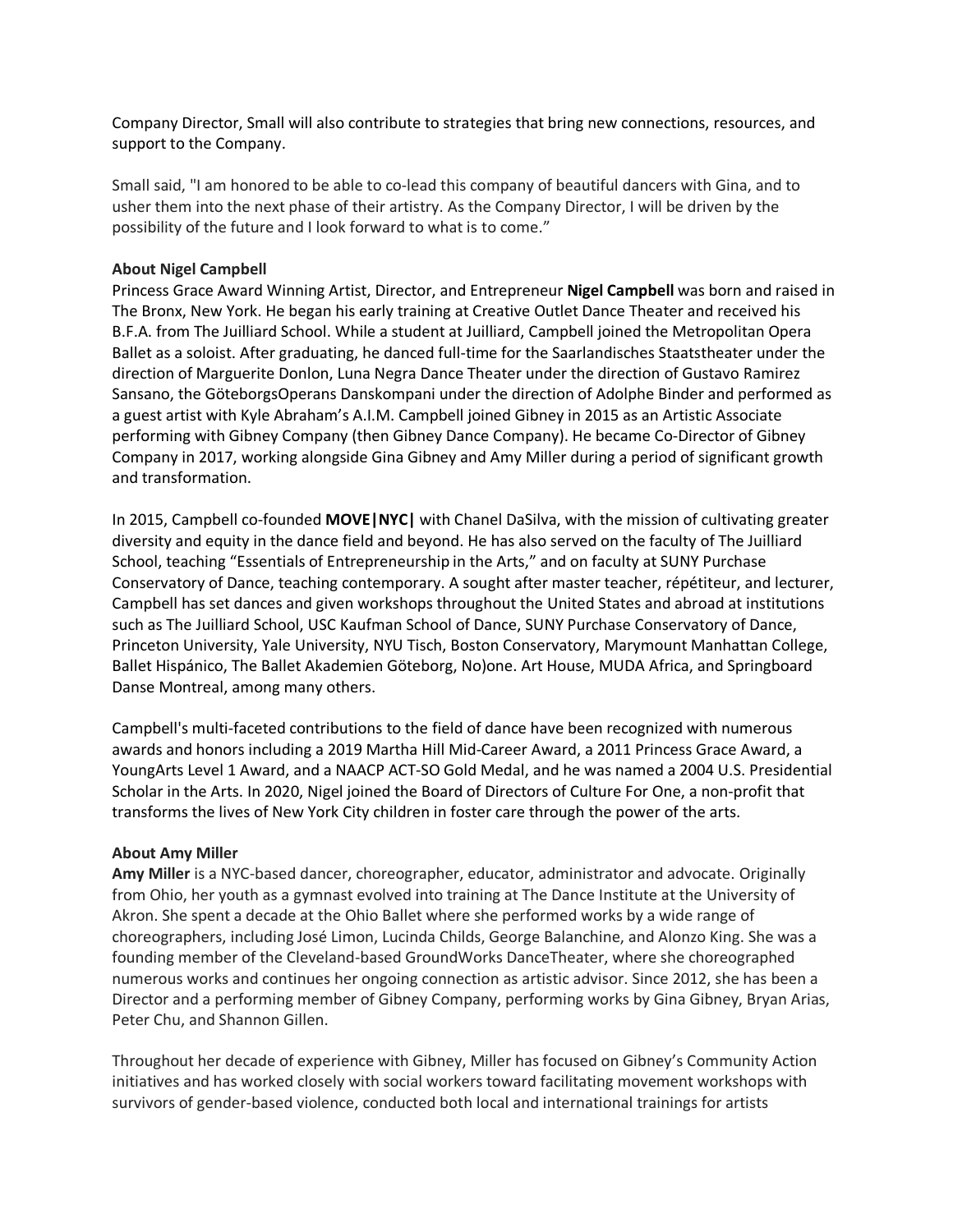Company Director, Small will also contribute to strategies that bring new connections, resources, and support to the Company.

Small said, "I am honored to be able to co-lead this company of beautiful dancers with Gina, and to usher them into the next phase of their artistry. As the Company Director, I will be driven by the possibility of the future and I look forward to what is to come."

**About Nigel Campbell**

Princess Grace Award Winning Artist, Director, and Entrepreneur **Nigel Campbell** was born and raised in The Bronx, New York. He began his early training at Creative Outlet Dance Theater and received his B.F.A. from The Juilliard School. While a student at Juilliard, Campbell joined the Metropolitan Opera Ballet as a soloist. After graduating, he danced full-time for the Saarlandisches Staatstheater under the direction of Marguerite Donlon, Luna Negra Dance Theater under the direction of Gustavo Ramirez Sansano, the GöteborgsOperans Danskompani under the direction of Adolphe Binder and performed as a guest artist with Kyle Abraham's A.I.M. Campbell joined Gibney in 2015 as an Artistic Associate performing with Gibney Company (then Gibney Dance Company). He became Co-Director of Gibney Company in 2017, working alongside Gina Gibney and Amy Miller during a period of significant growth and transformation.

In 2015, Campbell co-founded **MOVE|NYC|** with Chanel DaSilva, with the mission of cultivating greater diversity and equity in the dance field and beyond. He has also served on the faculty of The Juilliard School, teaching "Essentials of Entrepreneurship in the Arts," and on faculty at SUNY Purchase Conservatory of Dance, teaching contemporary. A sought after master teacher, répétiteur, and lecturer, Campbell has set dances and given workshops throughout the United States and abroad at institutions such as The Juilliard School, USC Kaufman School of Dance, SUNY Purchase Conservatory of Dance, Princeton University, Yale University, NYU Tisch, Boston Conservatory, Marymount Manhattan College, Ballet Hispánico, The Ballet Akademien Göteborg, No)one. Art House, MUDA Africa, and Springboard Danse Montreal, among many others.

Campbell's multi-faceted contributions to the field of dance have been recognized with numerous awards and honors including a 2019 Martha Hill Mid-Career Award, a 2011 Princess Grace Award, a YoungArts Level 1 Award, and a NAACP ACT-SO Gold Medal, and he was named a 2004 U.S. Presidential Scholar in the Arts. In 2020, Nigel joined the Board of Directors of Culture For One, a non-profit that transforms the lives of New York City children in foster care through the power of the arts.

**About Amy Miller**

**Amy Miller** is a NYC-based dancer, choreographer, educator, administrator and advocate. Originally from Ohio, her youth as a gymnast evolved into training at The Dance Institute at the University of Akron. She spent a decade at the Ohio Ballet where she performed works by a wide range of choreographers, including José Limon, Lucinda Childs, George Balanchine, and Alonzo King. She was a founding member of the Cleveland-based GroundWorks DanceTheater, where she choreographed numerous works and continues her ongoing connection as artistic advisor. Since 2012, she has been a Director and a performing member of Gibney Company, performing works by Gina Gibney, Bryan Arias, Peter Chu, and Shannon Gillen.

Throughout her decade of experience with Gibney, Miller has focused on Gibney's Community Action initiatives and has worked closely with social workers toward facilitating movement workshops with survivors of gender-based violence, conducted both local and international trainings for artists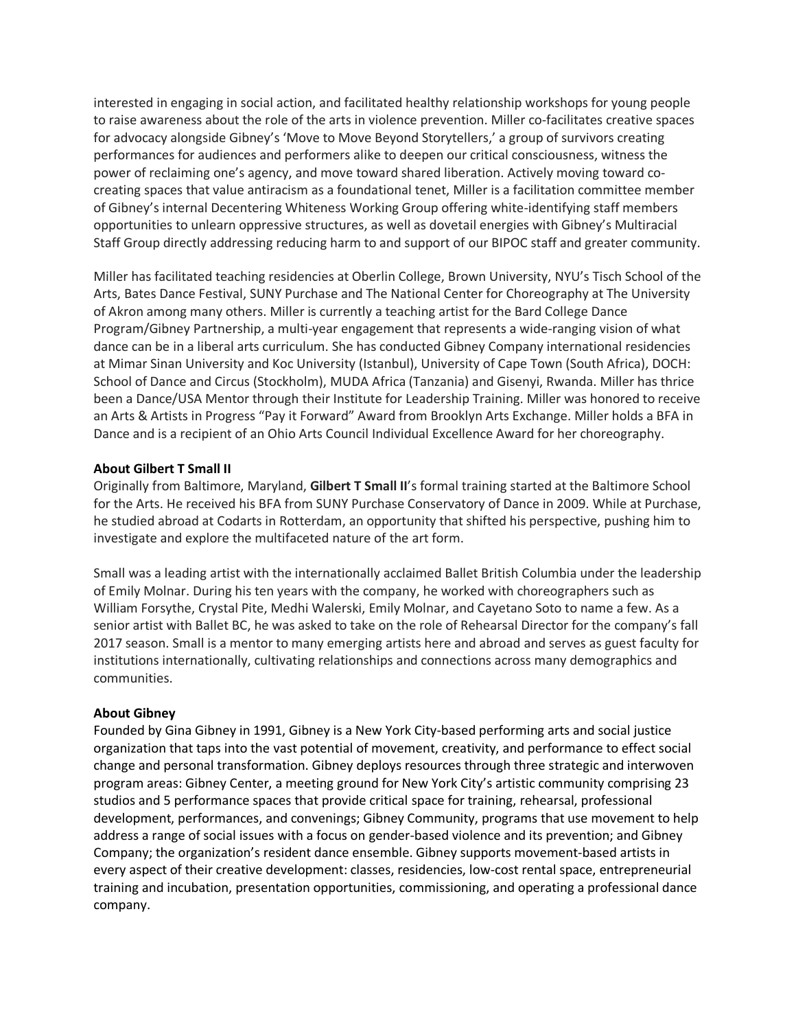interested in engaging in social action, and facilitated healthy relationship workshops for young people to raise awareness about the role of the arts in violence prevention. Miller co-facilitates creative spaces for advocacy alongside Gibney's 'Move to Move Beyond Storytellers,' a group of survivors creating performances for audiences and performers alike to deepen our critical consciousness, witness the power of reclaiming one's agency, and move toward shared liberation. Actively moving toward co-creating spaces that value antiracism as a foundational tenet, Miller is a facilitation committee member of Gibney's internal Decentering Whiteness Working Group offering white-identifying staff members opportunities to unlearn oppressive structures, as well as dovetail energies with Gibney's Multiracial Staff Group directly addressing reducing harm to and support of our BIPOC staff and greater community.

Miller has facilitated teaching residencies at Oberlin College, Brown University, NYU's Tisch School of the Arts, Bates Dance Festival, SUNY Purchase and The National Center for Choreography at The University of Akron among many others. Miller is currently a teaching artist for the Bard College Dance Program/Gibney Partnership, a multi-year engagement that represents a wide-ranging vision of what dance can be in a liberal arts curriculum. She has conducted Gibney Company international residencies at Mimar Sinan University and Koc University (Istanbul), University of Cape Town (South Africa), DOCH: School of Dance and Circus (Stockholm), MUDA Africa (Tanzania) and Gisenyi, Rwanda. Miller has thrice been a Dance/USA Mentor through their Institute for Leadership Training. Miller was honored to receive an Arts & Artists in Progress "Pay it Forward" Award from Brooklyn Arts Exchange. Miller holds a BFA in Dance and is a recipient of an Ohio Arts Council Individual Excellence Award for her choreography.

**About Gilbert T Small II**

Originally from Baltimore, Maryland, **Gilbert T Small II**'s formal training started at the Baltimore School for the Arts. He received his BFA from SUNY Purchase Conservatory of Dance in 2009. While at Purchase, he studied abroad at Codarts in Rotterdam, an opportunity that shifted his perspective, pushing him to investigate and explore the multifaceted nature of the art form.

Small was a leading artist with the internationally acclaimed Ballet British Columbia under the leadership of Emily Molnar. During his ten years with the company, he worked with choreographers such as William Forsythe, Crystal Pite, Medhi Walerski, Emily Molnar, and Cayetano Soto to name a few. As a senior artist with Ballet BC, he was asked to take on the role of Rehearsal Director for the company's fall 2017 season. Small is a mentor to many emerging artists here and abroad and serves as guest faculty for institutions internationally, cultivating relationships and connections across many demographics and communities.

**About Gibney**

Founded by Gina Gibney in 1991, Gibney is a New York City-based performing arts and social justice organization that taps into the vast potential of movement, creativity, and performance to effect social change and personal transformation. Gibney deploys resources through three strategic and interwoven program areas: Gibney Center, a meeting ground for New York City's artistic community comprising 23 studios and 5 performance spaces that provide critical space for training, rehearsal, professional development, performances, and convenings; Gibney Community, programs that use movement to help address a range of social issues with a focus on gender-based violence and its prevention; and Gibney Company; the organization's resident dance ensemble. Gibney supports movement-based artists in every aspect of their creative development: classes, residencies, low-cost rental space, entrepreneurial training and incubation, presentation opportunities, commissioning, and operating a professional dance company.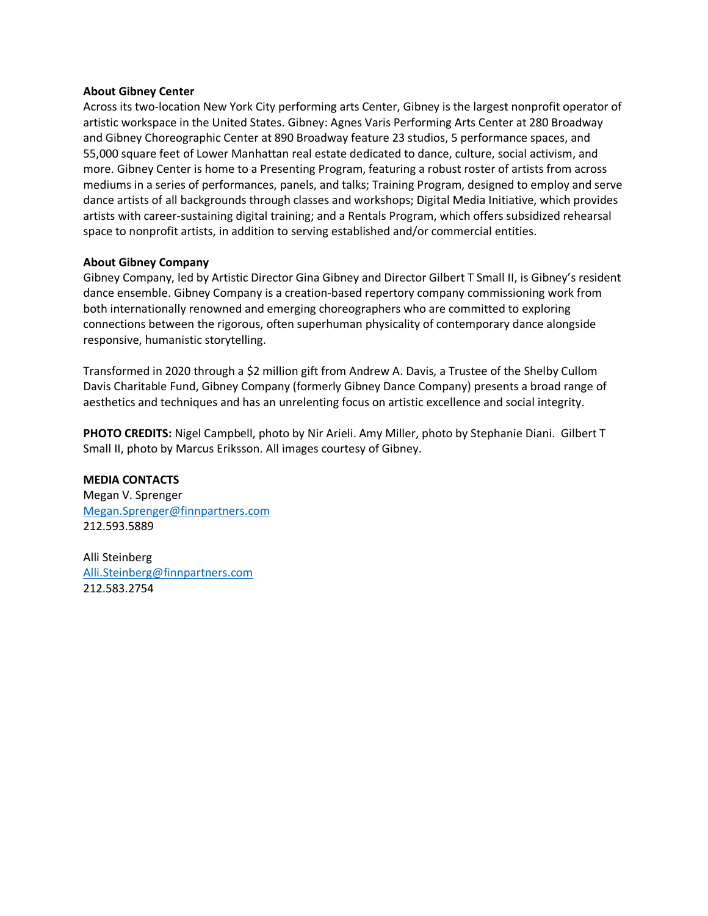**About Gibney Center**

Across its two-location New York City performing arts Center, Gibney is the largest nonprofit operator of artistic workspace in the United States. Gibney: Agnes Varis Performing Arts Center at 280 Broadway and Gibney Choreographic Center at 890 Broadway feature 23 studios, 5 performance spaces, and 55,000 square feet of Lower Manhattan real estate dedicated to dance, culture, social activism, and more. Gibney Center is home to a Presenting Program, featuring a robust roster of artists from across mediums in a series of performances, panels, and talks; Training Program, designed to employ and serve dance artists of all backgrounds through classes and workshops; Digital Media Initiative, which provides artists with career-sustaining digital training; and a Rentals Program, which offers subsidized rehearsal space to nonprofit artists, in addition to serving established and/or commercial entities.

**About Gibney Company**

Gibney Company, led by Artistic Director Gina Gibney and Director Gilbert T Small II, is Gibney's resident dance ensemble. Gibney Company is a creation-based repertory company commissioning work from both internationally renowned and emerging choreographers who are committed to exploring connections between the rigorous, often superhuman physicality of contemporary dance alongside responsive, humanistic storytelling.

Transformed in 2020 through a $2 million gift from Andrew A. Davis, a Trustee of the Shelby Cullom Davis Charitable Fund, Gibney Company (formerly Gibney Dance Company) presents a broad range of aesthetics and techniques and has an unrelenting focus on artistic excellence and social integrity.

**PHOTO CREDITS:** Nigel Campbell, photo by Nir Arieli. Amy Miller, photo by Stephanie Diani. Gilbert T Small II, photo by Marcus Eriksson. All images courtesy of Gibney.

**MEDIA CONTACTS**

Megan V. Sprenger
Megan.Sprenger@finnpartners.com
212.593.5889

Alli Steinberg
Alli.Steinberg@finnpartners.com
212.583.2754